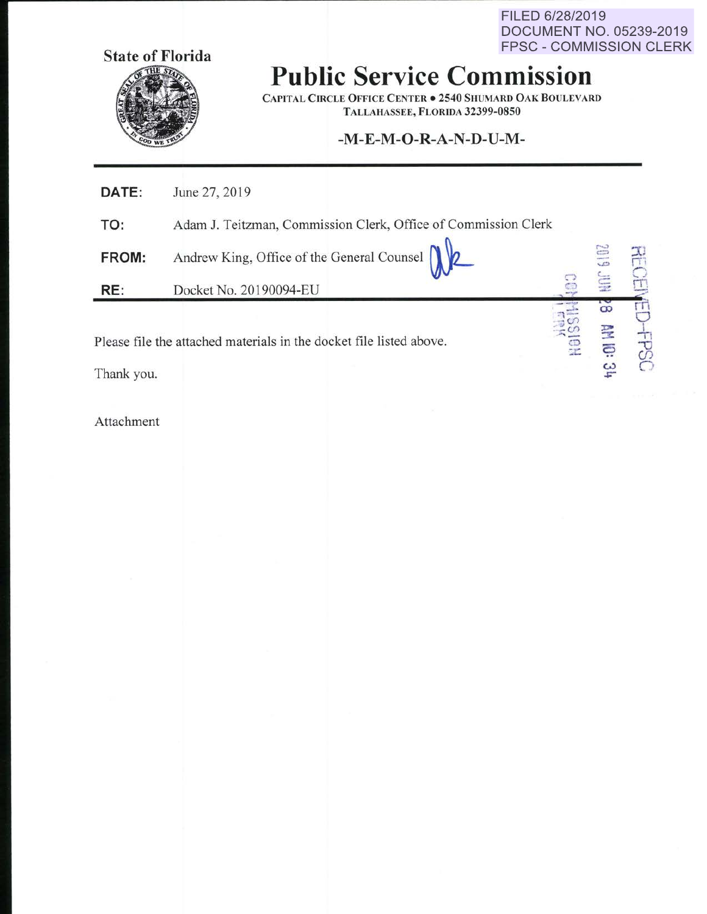FILED 6/28/2019
DOCUMENT NO. 05239-2019
FPSC - COMMISSION CLERK

State of Florida

# Public Service Commission

CAPITAL CIRCLE OFFICE CENTER • 2540 SHUMARD OAK BOULEVARD
TALLAHASSEE, FLORIDA 32399-0850

-M-E-M-O-R-A-N-D-U-M-

**DATE:** June 27, 2019

**TO:** Adam J. Teitzman, Commission Clerk, Office of Commission Clerk

**FROM:** Andrew King, Office of the General Counsel

**RE:** Docket No. 20190094-EU

RECEIVED-FPSC
2019 JUN 28 AM 10: 34
COMMISSION CLERK

Please file the attached materials in the docket file listed above.

Thank you.

Attachment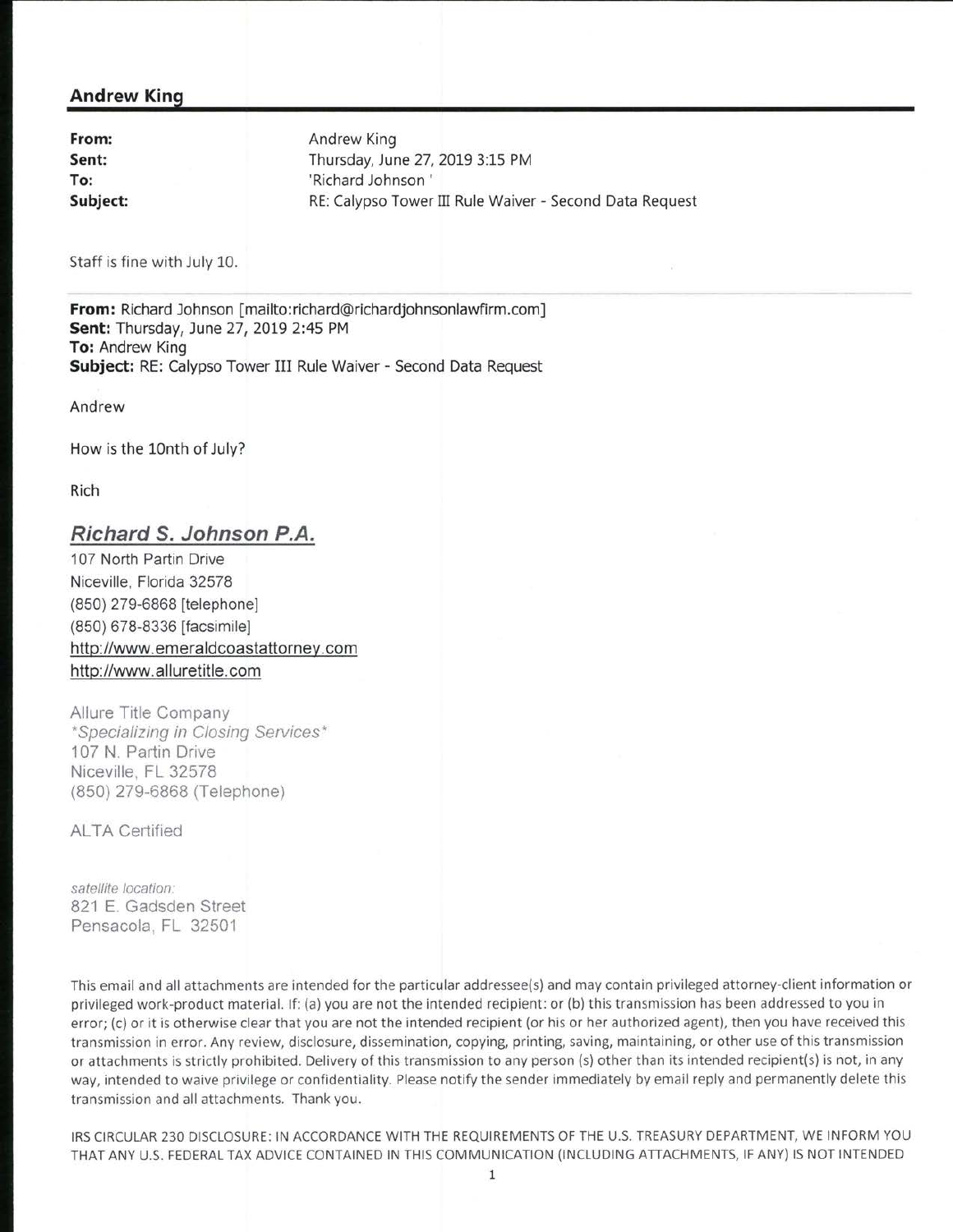## Andrew King

**From:** Andrew King
**Sent:** Thursday, June 27, 2019 3:15 PM
**To:** 'Richard Johnson '
**Subject:** RE: Calypso Tower III Rule Waiver - Second Data Request

Staff is fine with July 10.

---

**From:** Richard Johnson [mailto:richard@richardjohnsonlawfirm.com]
**Sent:** Thursday, June 27, 2019 2:45 PM
**To:** Andrew King
**Subject:** RE: Calypso Tower III Rule Waiver - Second Data Request

Andrew

How is the 10nth of July?

Rich

***Richard S. Johnson P.A.***

107 North Partin Drive
Niceville, Florida 32578
(850) 279-6868 [telephone]
(850) 678-8336 [facsimile]
http://www.emeraldcoastattorney.com
http://www.alluretitle.com

Allure Title Company
*\*Specializing in Closing Services\**
107 N. Partin Drive
Niceville, FL 32578
(850) 279-6868 (Telephone)

ALTA Certified

*satellite location:*
821 E. Gadsden Street
Pensacola, FL 32501

This email and all attachments are intended for the particular addressee(s) and may contain privileged attorney-client information or privileged work-product material. If: (a) you are not the intended recipient: or (b) this transmission has been addressed to you in error; (c) or it is otherwise clear that you are not the intended recipient (or his or her authorized agent), then you have received this transmission in error. Any review, disclosure, dissemination, copying, printing, saving, maintaining, or other use of this transmission or attachments is strictly prohibited. Delivery of this transmission to any person (s) other than its intended recipient(s) is not, in any way, intended to waive privilege or confidentiality. Please notify the sender immediately by email reply and permanently delete this transmission and all attachments. Thank you.

IRS CIRCULAR 230 DISCLOSURE: IN ACCORDANCE WITH THE REQUIREMENTS OF THE U.S. TREASURY DEPARTMENT, WE INFORM YOU THAT ANY U.S. FEDERAL TAX ADVICE CONTAINED IN THIS COMMUNICATION (INCLUDING ATTACHMENTS, IF ANY) IS NOT INTENDED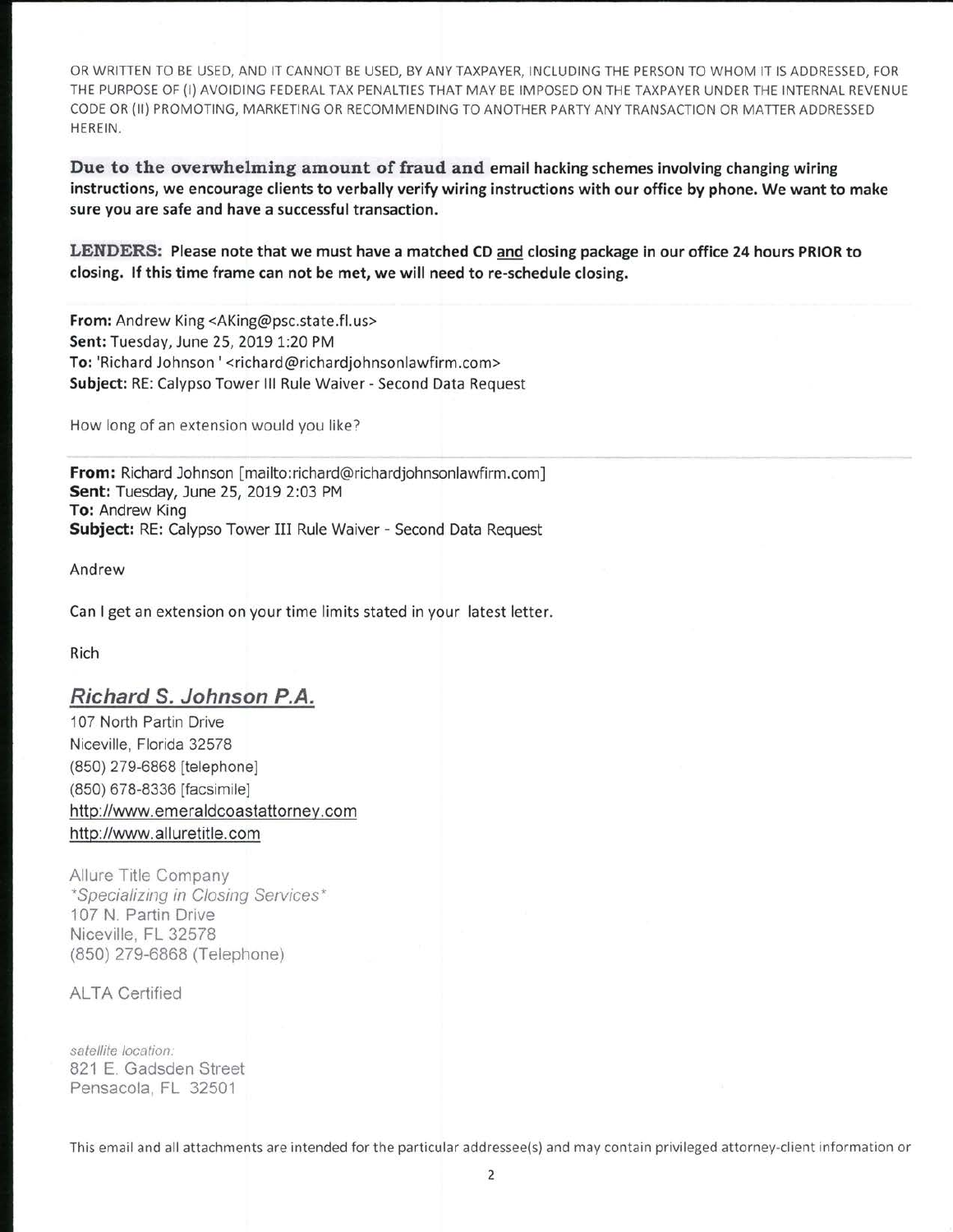OR WRITTEN TO BE USED, AND IT CANNOT BE USED, BY ANY TAXPAYER, INCLUDING THE PERSON TO WHOM IT IS ADDRESSED, FOR THE PURPOSE OF (I) AVOIDING FEDERAL TAX PENALTIES THAT MAY BE IMPOSED ON THE TAXPAYER UNDER THE INTERNAL REVENUE CODE OR (II) PROMOTING, MARKETING OR RECOMMENDING TO ANOTHER PARTY ANY TRANSACTION OR MATTER ADDRESSED HEREIN.

**Due to the overwhelming amount of fraud and email hacking schemes involving changing wiring instructions, we encourage clients to verbally verify wiring instructions with our office by phone. We want to make sure you are safe and have a successful transaction.**

**LENDERS: Please note that we must have a matched CD and closing package in our office 24 hours PRIOR to closing. If this time frame can not be met, we will need to re-schedule closing.**

**From:** Andrew King <AKing@psc.state.fl.us>
**Sent:** Tuesday, June 25, 2019 1:20 PM
**To:** 'Richard Johnson ' <richard@richardjohnsonlawfirm.com>
**Subject:** RE: Calypso Tower III Rule Waiver - Second Data Request

How long of an extension would you like?

---

**From:** Richard Johnson [mailto:richard@richardjohnsonlawfirm.com]
**Sent:** Tuesday, June 25, 2019 2:03 PM
**To:** Andrew King
**Subject:** RE: Calypso Tower III Rule Waiver - Second Data Request

Andrew

Can I get an extension on your time limits stated in your latest letter.

Rich

***Richard S. Johnson P.A.***
107 North Partin Drive
Niceville, Florida 32578
(850) 279-6868 [telephone]
(850) 678-8336 [facsimile]
http://www.emeraldcoastattorney.com
http://www.alluretitle.com

Allure Title Company
*\*Specializing in Closing Services\**
107 N. Partin Drive
Niceville, FL 32578
(850) 279-6868 (Telephone)

ALTA Certified

*satellite location:*
821 E. Gadsden Street
Pensacola, FL 32501

This email and all attachments are intended for the particular addressee(s) and may contain privileged attorney-client information or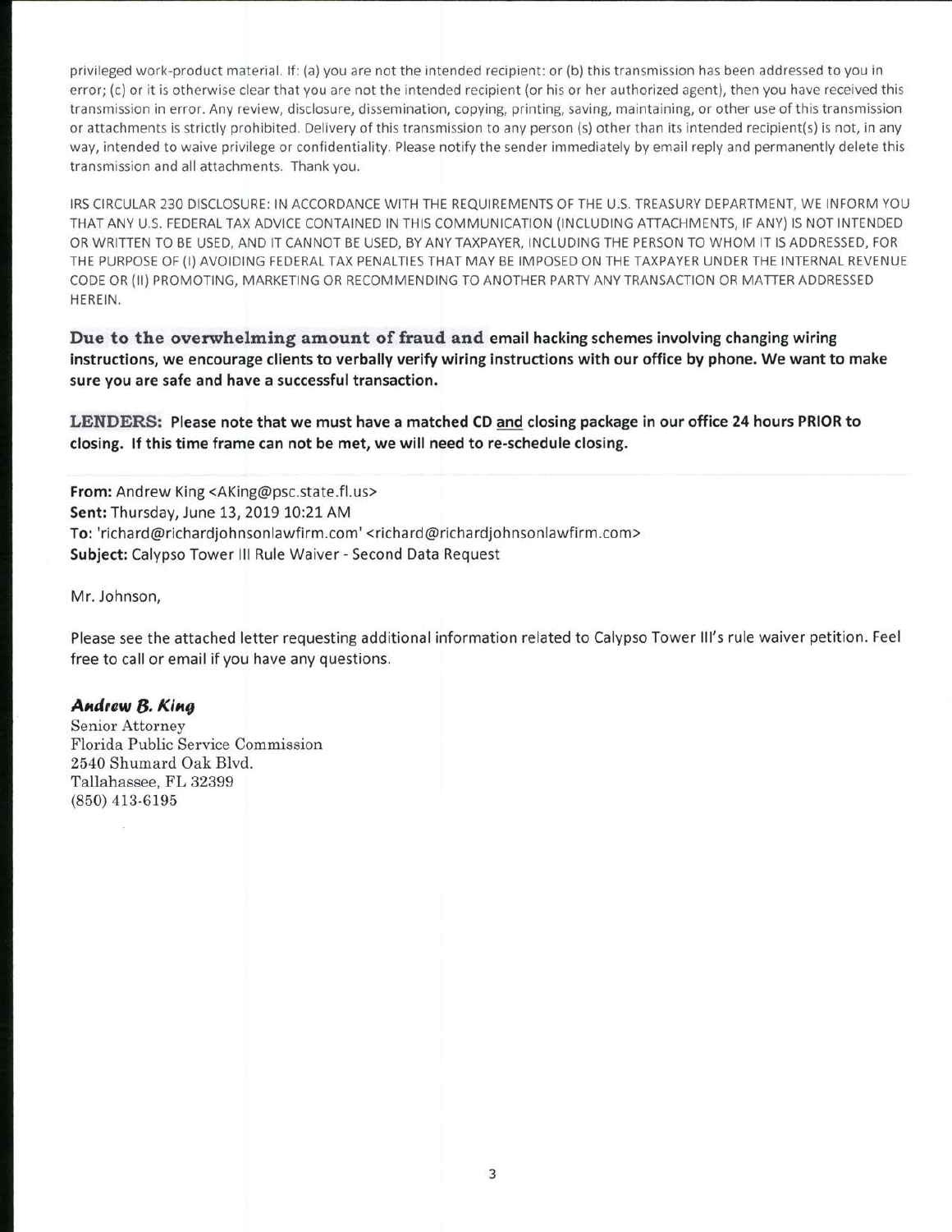privileged work-product material. If: (a) you are not the intended recipient: or (b) this transmission has been addressed to you in error; (c) or it is otherwise clear that you are not the intended recipient (or his or her authorized agent), then you have received this transmission in error. Any review, disclosure, dissemination, copying, printing, saving, maintaining, or other use of this transmission or attachments is strictly prohibited. Delivery of this transmission to any person (s) other than its intended recipient(s) is not, in any way, intended to waive privilege or confidentiality. Please notify the sender immediately by email reply and permanently delete this transmission and all attachments. Thank you.

IRS CIRCULAR 230 DISCLOSURE: IN ACCORDANCE WITH THE REQUIREMENTS OF THE U.S. TREASURY DEPARTMENT, WE INFORM YOU THAT ANY U.S. FEDERAL TAX ADVICE CONTAINED IN THIS COMMUNICATION (INCLUDING ATTACHMENTS, IF ANY) IS NOT INTENDED OR WRITTEN TO BE USED, AND IT CANNOT BE USED, BY ANY TAXPAYER, INCLUDING THE PERSON TO WHOM IT IS ADDRESSED, FOR THE PURPOSE OF (I) AVOIDING FEDERAL TAX PENALTIES THAT MAY BE IMPOSED ON THE TAXPAYER UNDER THE INTERNAL REVENUE CODE OR (II) PROMOTING, MARKETING OR RECOMMENDING TO ANOTHER PARTY ANY TRANSACTION OR MATTER ADDRESSED HEREIN.

**Due to the overwhelming amount of fraud and email hacking schemes involving changing wiring instructions, we encourage clients to verbally verify wiring instructions with our office by phone. We want to make sure you are safe and have a successful transaction.**

**LENDERS: Please note that we must have a matched CD <u>and</u> closing package in our office 24 hours PRIOR to closing. If this time frame can not be met, we will need to re-schedule closing.**

**From:** Andrew King <AKing@psc.state.fl.us>
**Sent:** Thursday, June 13, 2019 10:21 AM
**To:** 'richard@richardjohnsonlawfirm.com' <richard@richardjohnsonlawfirm.com>
**Subject:** Calypso Tower III Rule Waiver - Second Data Request

Mr. Johnson,

Please see the attached letter requesting additional information related to Calypso Tower III's rule waiver petition. Feel free to call or email if you have any questions.

***Andrew B. King***
Senior Attorney
Florida Public Service Commission
2540 Shumard Oak Blvd.
Tallahassee, FL 32399
(850) 413-6195